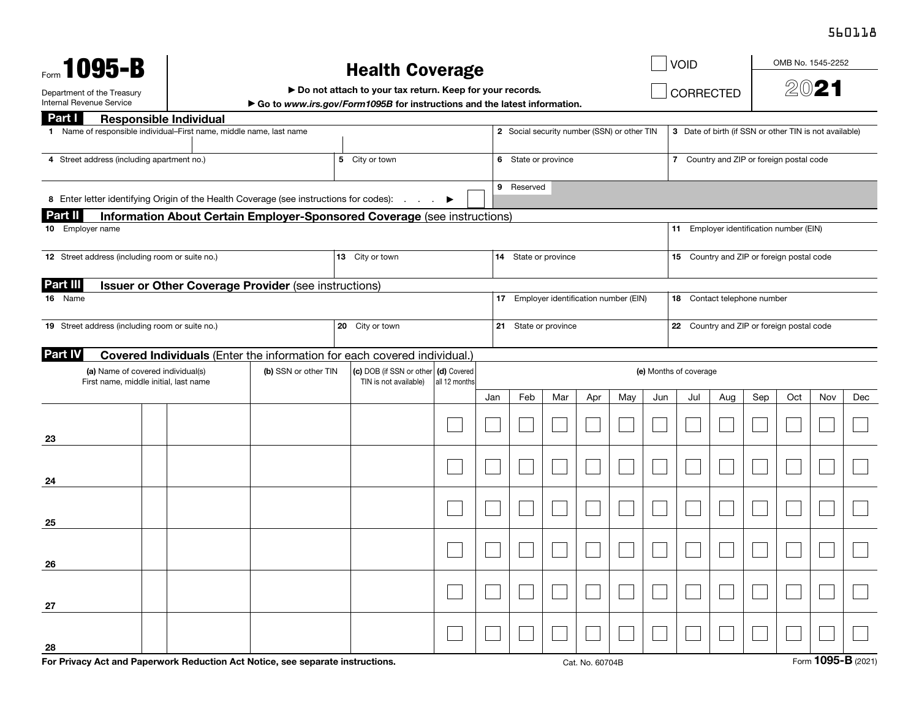560118

Form **1095-B**

Department of the Treasury
Internal Revenue Service

# Health Coverage

▶ Do not attach to your tax return. Keep for your records.

▶ Go to *www.irs.gov/Form1095B* for instructions and the latest information.

☐ VOID

☐ CORRECTED

OMB No. 1545-2252

**2021**

## Part I Responsible Individual

| 1 Name of responsible individual–First name, middle name, last name | 2 Social security number (SSN) or other TIN | 3 Date of birth (if SSN or other TIN is not available) |
|---|---|---|
| | | |

| 4 Street address (including apartment no.) | 5 City or town | 6 State or province | 7 Country and ZIP or foreign postal code |
|---|---|---|---|
| | | | |

8 Enter letter identifying Origin of the Health Coverage (see instructions for codes): . . . . ▶ ☐

9 Reserved

## Part II Information About Certain Employer-Sponsored Coverage (see instructions)

| 10 Employer name | 11 Employer identification number (EIN) |
|---|---|
| | |

| 12 Street address (including room or suite no.) | 13 City or town | 14 State or province | 15 Country and ZIP or foreign postal code |
|---|---|---|---|
| | | | |

## Part III Issuer or Other Coverage Provider (see instructions)

| 16 Name | 17 Employer identification number (EIN) | 18 Contact telephone number |
|---|---|---|
| | | |

| 19 Street address (including room or suite no.) | 20 City or town | 21 State or province | 22 Country and ZIP or foreign postal code |
|---|---|---|---|
| | | | |

## Part IV Covered Individuals (Enter the information for each covered individual.)

| | (a) Name of covered individual(s) First name, middle initial, last name | (b) SSN or other TIN | (c) DOB (if SSN or other TIN is not available) | (d) Covered all 12 months | (e) Months of coverage | | | | | | | | | | | |
|---|---|---|---|---|---|---|---|---|---|---|---|---|---|---|---|---|
| | | | | | Jan | Feb | Mar | Apr | May | Jun | Jul | Aug | Sep | Oct | Nov | Dec |
| 23 | | | | ☐ | ☐ | ☐ | ☐ | ☐ | ☐ | ☐ | ☐ | ☐ | ☐ | ☐ | ☐ | ☐ |
| 24 | | | | ☐ | ☐ | ☐ | ☐ | ☐ | ☐ | ☐ | ☐ | ☐ | ☐ | ☐ | ☐ | ☐ |
| 25 | | | | ☐ | ☐ | ☐ | ☐ | ☐ | ☐ | ☐ | ☐ | ☐ | ☐ | ☐ | ☐ | ☐ |
| 26 | | | | ☐ | ☐ | ☐ | ☐ | ☐ | ☐ | ☐ | ☐ | ☐ | ☐ | ☐ | ☐ | ☐ |
| 27 | | | | ☐ | ☐ | ☐ | ☐ | ☐ | ☐ | ☐ | ☐ | ☐ | ☐ | ☐ | ☐ | ☐ |
| 28 | | | | ☐ | ☐ | ☐ | ☐ | ☐ | ☐ | ☐ | ☐ | ☐ | ☐ | ☐ | ☐ | ☐ |

**For Privacy Act and Paperwork Reduction Act Notice, see separate instructions.**

Cat. No. 60704B

Form **1095-B** (2021)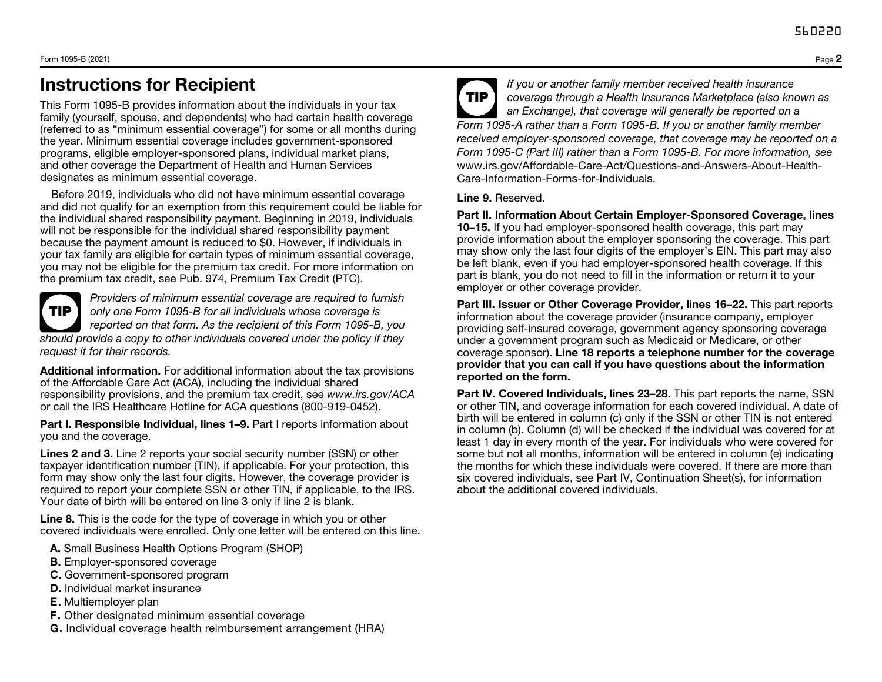# Instructions for Recipient

This Form 1095-B provides information about the individuals in your tax family (yourself, spouse, and dependents) who had certain health coverage (referred to as "minimum essential coverage") for some or all months during the year. Minimum essential coverage includes government-sponsored programs, eligible employer-sponsored plans, individual market plans, and other coverage the Department of Health and Human Services designates as minimum essential coverage.

Before 2019, individuals who did not have minimum essential coverage and did not qualify for an exemption from this requirement could be liable for the individual shared responsibility payment. Beginning in 2019, individuals will not be responsible for the individual shared responsibility payment because the payment amount is reduced to $0. However, if individuals in your tax family are eligible for certain types of minimum essential coverage, you may not be eligible for the premium tax credit. For more information on the premium tax credit, see Pub. 974, Premium Tax Credit (PTC).

**TIP** *Providers of minimum essential coverage are required to furnish only one Form 1095-B for all individuals whose coverage is reported on that form. As the recipient of this Form 1095-B, you should provide a copy to other individuals covered under the policy if they request it for their records.*

**Additional information.** For additional information about the tax provisions of the Affordable Care Act (ACA), including the individual shared responsibility provisions, and the premium tax credit, see *www.irs.gov/ACA* or call the IRS Healthcare Hotline for ACA questions (800-919-0452).

**Part I. Responsible Individual, lines 1–9.** Part I reports information about you and the coverage.

**Lines 2 and 3.** Line 2 reports your social security number (SSN) or other taxpayer identification number (TIN), if applicable. For your protection, this form may show only the last four digits. However, the coverage provider is required to report your complete SSN or other TIN, if applicable, to the IRS. Your date of birth will be entered on line 3 only if line 2 is blank.

**Line 8.** This is the code for the type of coverage in which you or other covered individuals were enrolled. Only one letter will be entered on this line.

- **A.** Small Business Health Options Program (SHOP)
- **B.** Employer-sponsored coverage
- **C.** Government-sponsored program
- **D.** Individual market insurance
- **E.** Multiemployer plan
- **F.** Other designated minimum essential coverage
- **G.** Individual coverage health reimbursement arrangement (HRA)

**TIP** *If you or another family member received health insurance coverage through a Health Insurance Marketplace (also known as an Exchange), that coverage will generally be reported on a Form 1095-A rather than a Form 1095-B. If you or another family member received employer-sponsored coverage, that coverage may be reported on a Form 1095-C (Part III) rather than a Form 1095-B. For more information, see* www.irs.gov/Affordable-Care-Act/Questions-and-Answers-About-Health-Care-Information-Forms-for-Individuals.

**Line 9.** Reserved.

**Part II. Information About Certain Employer-Sponsored Coverage, lines 10–15.** If you had employer-sponsored health coverage, this part may provide information about the employer sponsoring the coverage. This part may show only the last four digits of the employer's EIN. This part may also be left blank, even if you had employer-sponsored health coverage. If this part is blank, you do not need to fill in the information or return it to your employer or other coverage provider.

**Part III. Issuer or Other Coverage Provider, lines 16–22.** This part reports information about the coverage provider (insurance company, employer providing self-insured coverage, government agency sponsoring coverage under a government program such as Medicaid or Medicare, or other coverage sponsor). **Line 18 reports a telephone number for the coverage provider that you can call if you have questions about the information reported on the form.**

**Part IV. Covered Individuals, lines 23–28.** This part reports the name, SSN or other TIN, and coverage information for each covered individual. A date of birth will be entered in column (c) only if the SSN or other TIN is not entered in column (b). Column (d) will be checked if the individual was covered for at least 1 day in every month of the year. For individuals who were covered for some but not all months, information will be entered in column (e) indicating the months for which these individuals were covered. If there are more than six covered individuals, see Part IV, Continuation Sheet(s), for information about the additional covered individuals.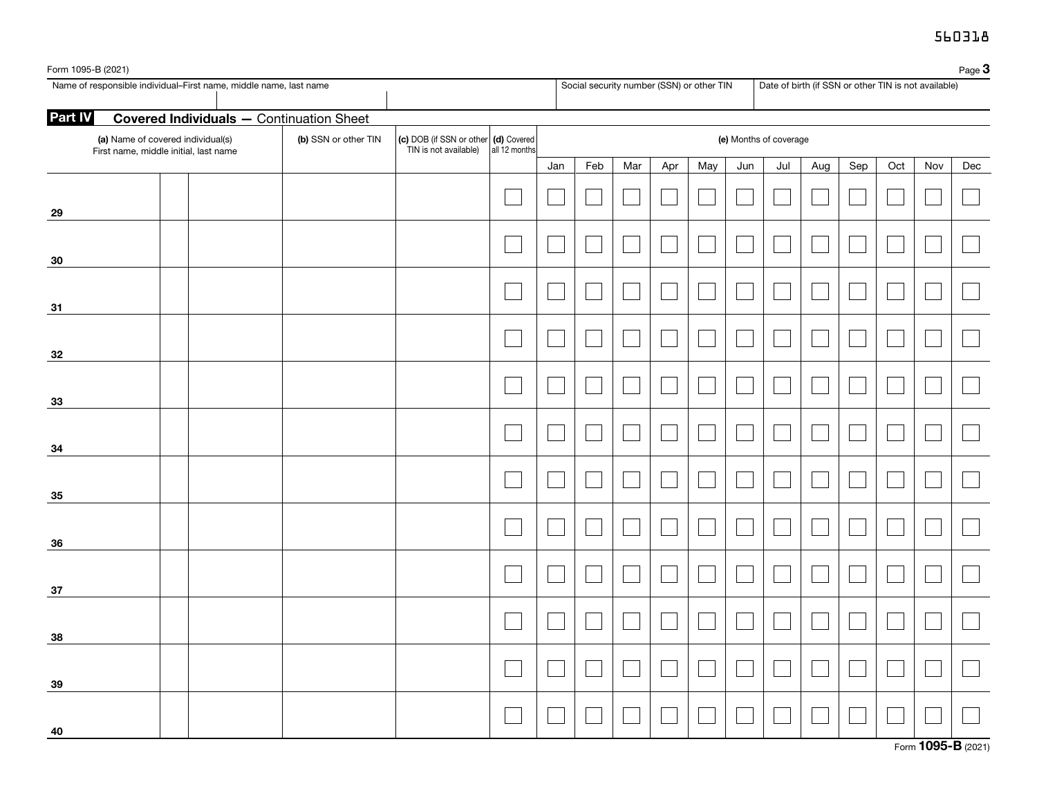560318

Form 1095-B (2021)

| Name of responsible individual–First name, middle name, last name | | | Social security number (SSN) or other TIN | Date of birth (if SSN or other TIN is not available) |
|---|---|---|---|---|
| | | | | |

## Part IV Covered Individuals — Continuation Sheet

| | (a) Name of covered individual(s) First name, middle initial, last name | | | (b) SSN or other TIN | (c) DOB (if SSN or other TIN is not available) | (d) Covered all 12 months | (e) Months of coverage | | | | | | | | | | | |
|---|---|---|---|---|---|---|---|---|---|---|---|---|---|---|---|---|---|---|
| | | | | | | | Jan | Feb | Mar | Apr | May | Jun | Jul | Aug | Sep | Oct | Nov | Dec |
| 29 | | | | | | ☐ | ☐ | ☐ | ☐ | ☐ | ☐ | ☐ | ☐ | ☐ | ☐ | ☐ | ☐ | ☐ |
| 30 | | | | | | ☐ | ☐ | ☐ | ☐ | ☐ | ☐ | ☐ | ☐ | ☐ | ☐ | ☐ | ☐ | ☐ |
| 31 | | | | | | ☐ | ☐ | ☐ | ☐ | ☐ | ☐ | ☐ | ☐ | ☐ | ☐ | ☐ | ☐ | ☐ |
| 32 | | | | | | ☐ | ☐ | ☐ | ☐ | ☐ | ☐ | ☐ | ☐ | ☐ | ☐ | ☐ | ☐ | ☐ |
| 33 | | | | | | ☐ | ☐ | ☐ | ☐ | ☐ | ☐ | ☐ | ☐ | ☐ | ☐ | ☐ | ☐ | ☐ |
| 34 | | | | | | ☐ | ☐ | ☐ | ☐ | ☐ | ☐ | ☐ | ☐ | ☐ | ☐ | ☐ | ☐ | ☐ |
| 35 | | | | | | ☐ | ☐ | ☐ | ☐ | ☐ | ☐ | ☐ | ☐ | ☐ | ☐ | ☐ | ☐ | ☐ |
| 36 | | | | | | ☐ | ☐ | ☐ | ☐ | ☐ | ☐ | ☐ | ☐ | ☐ | ☐ | ☐ | ☐ | ☐ |
| 37 | | | | | | ☐ | ☐ | ☐ | ☐ | ☐ | ☐ | ☐ | ☐ | ☐ | ☐ | ☐ | ☐ | ☐ |
| 38 | | | | | | ☐ | ☐ | ☐ | ☐ | ☐ | ☐ | ☐ | ☐ | ☐ | ☐ | ☐ | ☐ | ☐ |
| 39 | | | | | | ☐ | ☐ | ☐ | ☐ | ☐ | ☐ | ☐ | ☐ | ☐ | ☐ | ☐ | ☐ | ☐ |
| 40 | | | | | | ☐ | ☐ | ☐ | ☐ | ☐ | ☐ | ☐ | ☐ | ☐ | ☐ | ☐ | ☐ | ☐ |

Form **1095-B** (2021)